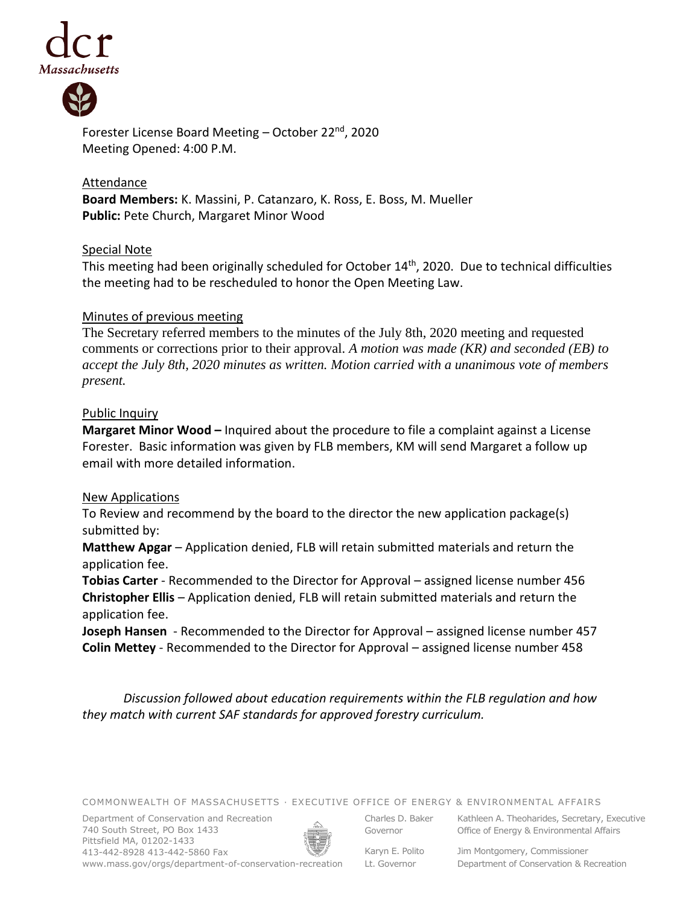Forester License Board Meeting – October 22nd, 2020
Meeting Opened: 4:00 P.M.

## Attendance

**Board Members:** K. Massini, P. Catanzaro, K. Ross, E. Boss, M. Mueller
**Public:** Pete Church, Margaret Minor Wood

## Special Note

This meeting had been originally scheduled for October 14th, 2020. Due to technical difficulties the meeting had to be rescheduled to honor the Open Meeting Law.

## Minutes of previous meeting

The Secretary referred members to the minutes of the July 8th, 2020 meeting and requested comments or corrections prior to their approval. *A motion was made (KR) and seconded (EB) to accept the July 8th, 2020 minutes as written. Motion carried with a unanimous vote of members present.*

## Public Inquiry

**Margaret Minor Wood –** Inquired about the procedure to file a complaint against a License Forester. Basic information was given by FLB members, KM will send Margaret a follow up email with more detailed information.

## New Applications

To Review and recommend by the board to the director the new application package(s) submitted by:

**Matthew Apgar** – Application denied, FLB will retain submitted materials and return the application fee.
**Tobias Carter** - Recommended to the Director for Approval – assigned license number 456
**Christopher Ellis** – Application denied, FLB will retain submitted materials and return the application fee.
**Joseph Hansen** - Recommended to the Director for Approval – assigned license number 457
**Colin Mettey** - Recommended to the Director for Approval – assigned license number 458

*Discussion followed about education requirements within the FLB regulation and how they match with current SAF standards for approved forestry curriculum.*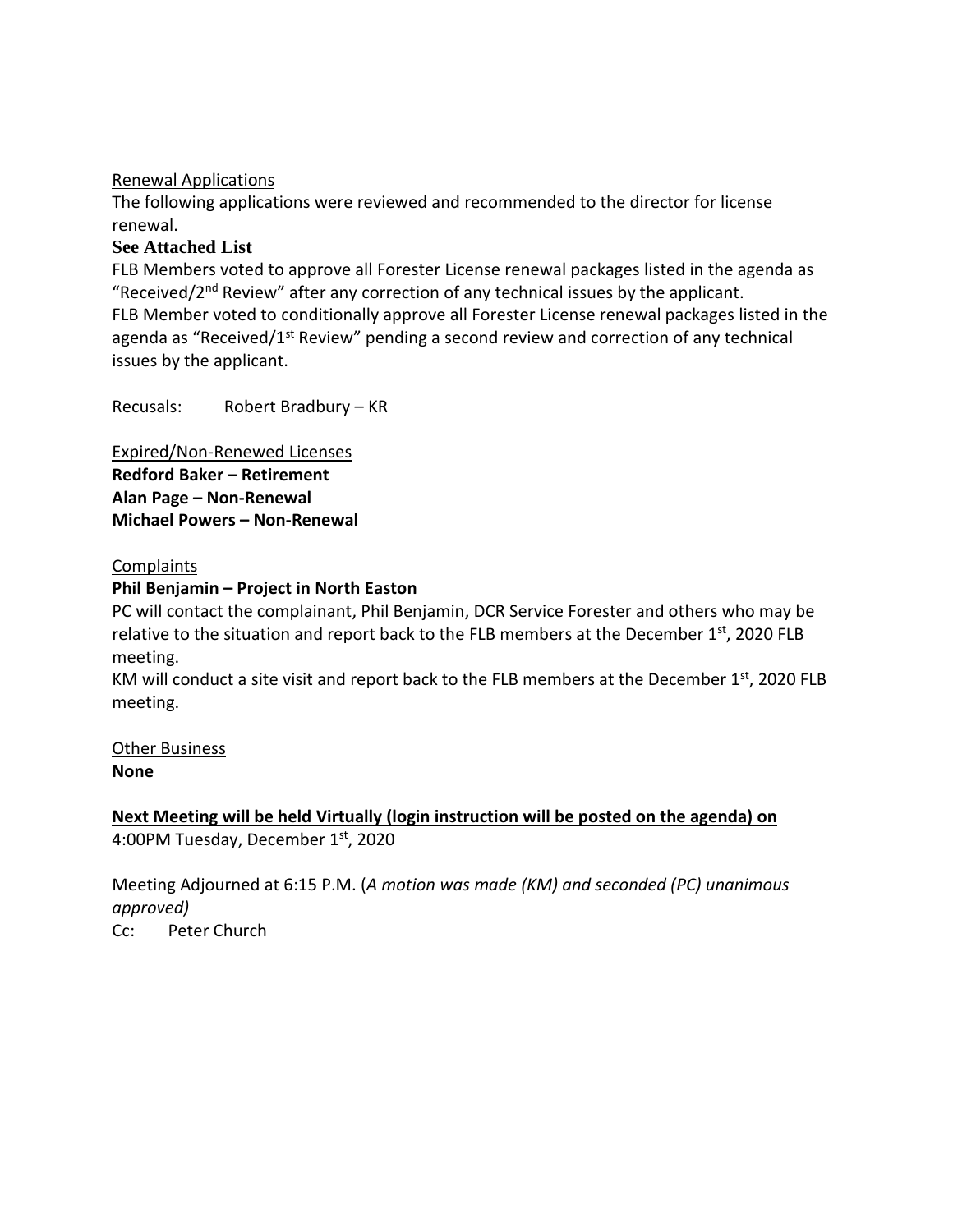Renewal Applications

The following applications were reviewed and recommended to the director for license renewal.

**See Attached List**

FLB Members voted to approve all Forester License renewal packages listed in the agenda as "Received/2nd Review" after any correction of any technical issues by the applicant.

FLB Member voted to conditionally approve all Forester License renewal packages listed in the agenda as "Received/1st Review" pending a second review and correction of any technical issues by the applicant.

Recusals: Robert Bradbury – KR

Expired/Non-Renewed Licenses

**Redford Baker – Retirement**
**Alan Page – Non-Renewal**
**Michael Powers – Non-Renewal**

Complaints

**Phil Benjamin – Project in North Easton**

PC will contact the complainant, Phil Benjamin, DCR Service Forester and others who may be relative to the situation and report back to the FLB members at the December 1st, 2020 FLB meeting.

KM will conduct a site visit and report back to the FLB members at the December 1st, 2020 FLB meeting.

Other Business

**None**

**Next Meeting will be held Virtually (login instruction will be posted on the agenda) on**

4:00PM Tuesday, December 1st, 2020

Meeting Adjourned at 6:15 P.M. (*A motion was made (KM) and seconded (PC) unanimous approved)*

Cc: Peter Church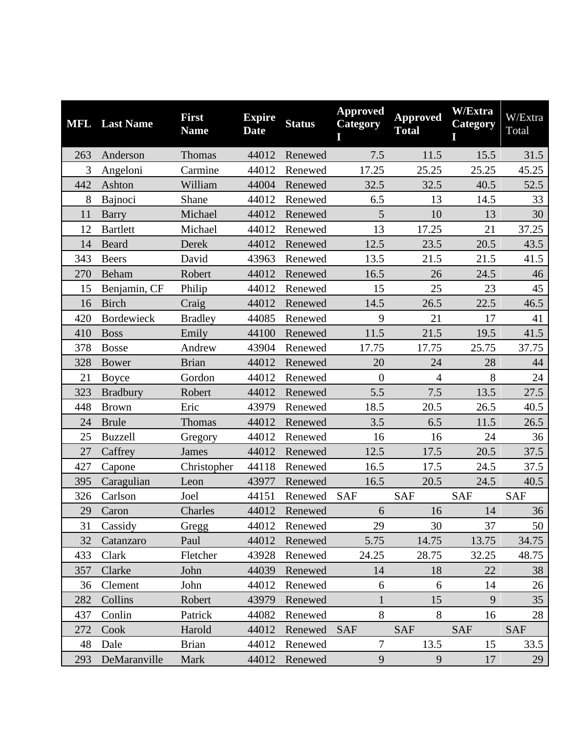| MFL | Last Name | First Name | Expire Date | Status | Approved Category I | Approved Total | W/Extra Category I | W/Extra Total |
|---|---|---|---|---|---|---|---|---|
| 263 | Anderson | Thomas | 44012 | Renewed | 7.5 | 11.5 | 15.5 | 31.5 |
| 3 | Angeloni | Carmine | 44012 | Renewed | 17.25 | 25.25 | 25.25 | 45.25 |
| 442 | Ashton | William | 44004 | Renewed | 32.5 | 32.5 | 40.5 | 52.5 |
| 8 | Bajnoci | Shane | 44012 | Renewed | 6.5 | 13 | 14.5 | 33 |
| 11 | Barry | Michael | 44012 | Renewed | 5 | 10 | 13 | 30 |
| 12 | Bartlett | Michael | 44012 | Renewed | 13 | 17.25 | 21 | 37.25 |
| 14 | Beard | Derek | 44012 | Renewed | 12.5 | 23.5 | 20.5 | 43.5 |
| 343 | Beers | David | 43963 | Renewed | 13.5 | 21.5 | 21.5 | 41.5 |
| 270 | Beham | Robert | 44012 | Renewed | 16.5 | 26 | 24.5 | 46 |
| 15 | Benjamin, CF | Philip | 44012 | Renewed | 15 | 25 | 23 | 45 |
| 16 | Birch | Craig | 44012 | Renewed | 14.5 | 26.5 | 22.5 | 46.5 |
| 420 | Bordewieck | Bradley | 44085 | Renewed | 9 | 21 | 17 | 41 |
| 410 | Boss | Emily | 44100 | Renewed | 11.5 | 21.5 | 19.5 | 41.5 |
| 378 | Bosse | Andrew | 43904 | Renewed | 17.75 | 17.75 | 25.75 | 37.75 |
| 328 | Bower | Brian | 44012 | Renewed | 20 | 24 | 28 | 44 |
| 21 | Boyce | Gordon | 44012 | Renewed | 0 | 4 | 8 | 24 |
| 323 | Bradbury | Robert | 44012 | Renewed | 5.5 | 7.5 | 13.5 | 27.5 |
| 448 | Brown | Eric | 43979 | Renewed | 18.5 | 20.5 | 26.5 | 40.5 |
| 24 | Brule | Thomas | 44012 | Renewed | 3.5 | 6.5 | 11.5 | 26.5 |
| 25 | Buzzell | Gregory | 44012 | Renewed | 16 | 16 | 24 | 36 |
| 27 | Caffrey | James | 44012 | Renewed | 12.5 | 17.5 | 20.5 | 37.5 |
| 427 | Capone | Christopher | 44118 | Renewed | 16.5 | 17.5 | 24.5 | 37.5 |
| 395 | Caragulian | Leon | 43977 | Renewed | 16.5 | 20.5 | 24.5 | 40.5 |
| 326 | Carlson | Joel | 44151 | Renewed | SAF | SAF | SAF | SAF |
| 29 | Caron | Charles | 44012 | Renewed | 6 | 16 | 14 | 36 |
| 31 | Cassidy | Gregg | 44012 | Renewed | 29 | 30 | 37 | 50 |
| 32 | Catanzaro | Paul | 44012 | Renewed | 5.75 | 14.75 | 13.75 | 34.75 |
| 433 | Clark | Fletcher | 43928 | Renewed | 24.25 | 28.75 | 32.25 | 48.75 |
| 357 | Clarke | John | 44039 | Renewed | 14 | 18 | 22 | 38 |
| 36 | Clement | John | 44012 | Renewed | 6 | 6 | 14 | 26 |
| 282 | Collins | Robert | 43979 | Renewed | 1 | 15 | 9 | 35 |
| 437 | Conlin | Patrick | 44082 | Renewed | 8 | 8 | 16 | 28 |
| 272 | Cook | Harold | 44012 | Renewed | SAF | SAF | SAF | SAF |
| 48 | Dale | Brian | 44012 | Renewed | 7 | 13.5 | 15 | 33.5 |
| 293 | DeMaranville | Mark | 44012 | Renewed | 9 | 9 | 17 | 29 |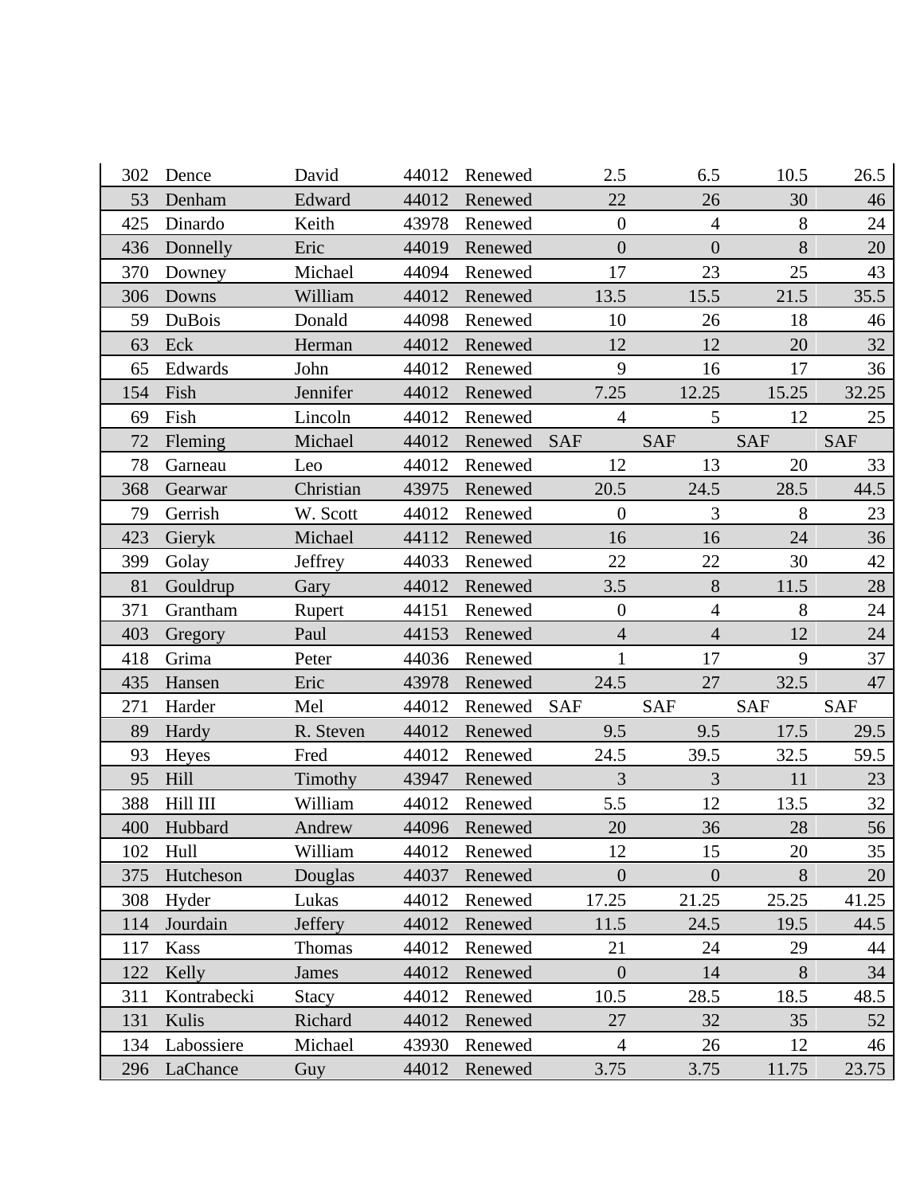| | | | | | | | | |
|---|---|---|---|---|---|---|---|---|
| 302 | Dence | David | 44012 | Renewed | 2.5 | 6.5 | 10.5 | 26.5 |
| 53 | Denham | Edward | 44012 | Renewed | 22 | 26 | 30 | 46 |
| 425 | Dinardo | Keith | 43978 | Renewed | 0 | 4 | 8 | 24 |
| 436 | Donnelly | Eric | 44019 | Renewed | 0 | 0 | 8 | 20 |
| 370 | Downey | Michael | 44094 | Renewed | 17 | 23 | 25 | 43 |
| 306 | Downs | William | 44012 | Renewed | 13.5 | 15.5 | 21.5 | 35.5 |
| 59 | DuBois | Donald | 44098 | Renewed | 10 | 26 | 18 | 46 |
| 63 | Eck | Herman | 44012 | Renewed | 12 | 12 | 20 | 32 |
| 65 | Edwards | John | 44012 | Renewed | 9 | 16 | 17 | 36 |
| 154 | Fish | Jennifer | 44012 | Renewed | 7.25 | 12.25 | 15.25 | 32.25 |
| 69 | Fish | Lincoln | 44012 | Renewed | 4 | 5 | 12 | 25 |
| 72 | Fleming | Michael | 44012 | Renewed | SAF | SAF | SAF | SAF |
| 78 | Garneau | Leo | 44012 | Renewed | 12 | 13 | 20 | 33 |
| 368 | Gearwar | Christian | 43975 | Renewed | 20.5 | 24.5 | 28.5 | 44.5 |
| 79 | Gerrish | W. Scott | 44012 | Renewed | 0 | 3 | 8 | 23 |
| 423 | Gieryk | Michael | 44112 | Renewed | 16 | 16 | 24 | 36 |
| 399 | Golay | Jeffrey | 44033 | Renewed | 22 | 22 | 30 | 42 |
| 81 | Gouldrup | Gary | 44012 | Renewed | 3.5 | 8 | 11.5 | 28 |
| 371 | Grantham | Rupert | 44151 | Renewed | 0 | 4 | 8 | 24 |
| 403 | Gregory | Paul | 44153 | Renewed | 4 | 4 | 12 | 24 |
| 418 | Grima | Peter | 44036 | Renewed | 1 | 17 | 9 | 37 |
| 435 | Hansen | Eric | 43978 | Renewed | 24.5 | 27 | 32.5 | 47 |
| 271 | Harder | Mel | 44012 | Renewed | SAF | SAF | SAF | SAF |
| 89 | Hardy | R. Steven | 44012 | Renewed | 9.5 | 9.5 | 17.5 | 29.5 |
| 93 | Heyes | Fred | 44012 | Renewed | 24.5 | 39.5 | 32.5 | 59.5 |
| 95 | Hill | Timothy | 43947 | Renewed | 3 | 3 | 11 | 23 |
| 388 | Hill III | William | 44012 | Renewed | 5.5 | 12 | 13.5 | 32 |
| 400 | Hubbard | Andrew | 44096 | Renewed | 20 | 36 | 28 | 56 |
| 102 | Hull | William | 44012 | Renewed | 12 | 15 | 20 | 35 |
| 375 | Hutcheson | Douglas | 44037 | Renewed | 0 | 0 | 8 | 20 |
| 308 | Hyder | Lukas | 44012 | Renewed | 17.25 | 21.25 | 25.25 | 41.25 |
| 114 | Jourdain | Jeffery | 44012 | Renewed | 11.5 | 24.5 | 19.5 | 44.5 |
| 117 | Kass | Thomas | 44012 | Renewed | 21 | 24 | 29 | 44 |
| 122 | Kelly | James | 44012 | Renewed | 0 | 14 | 8 | 34 |
| 311 | Kontrabecki | Stacy | 44012 | Renewed | 10.5 | 28.5 | 18.5 | 48.5 |
| 131 | Kulis | Richard | 44012 | Renewed | 27 | 32 | 35 | 52 |
| 134 | Labossiere | Michael | 43930 | Renewed | 4 | 26 | 12 | 46 |
| 296 | LaChance | Guy | 44012 | Renewed | 3.75 | 3.75 | 11.75 | 23.75 |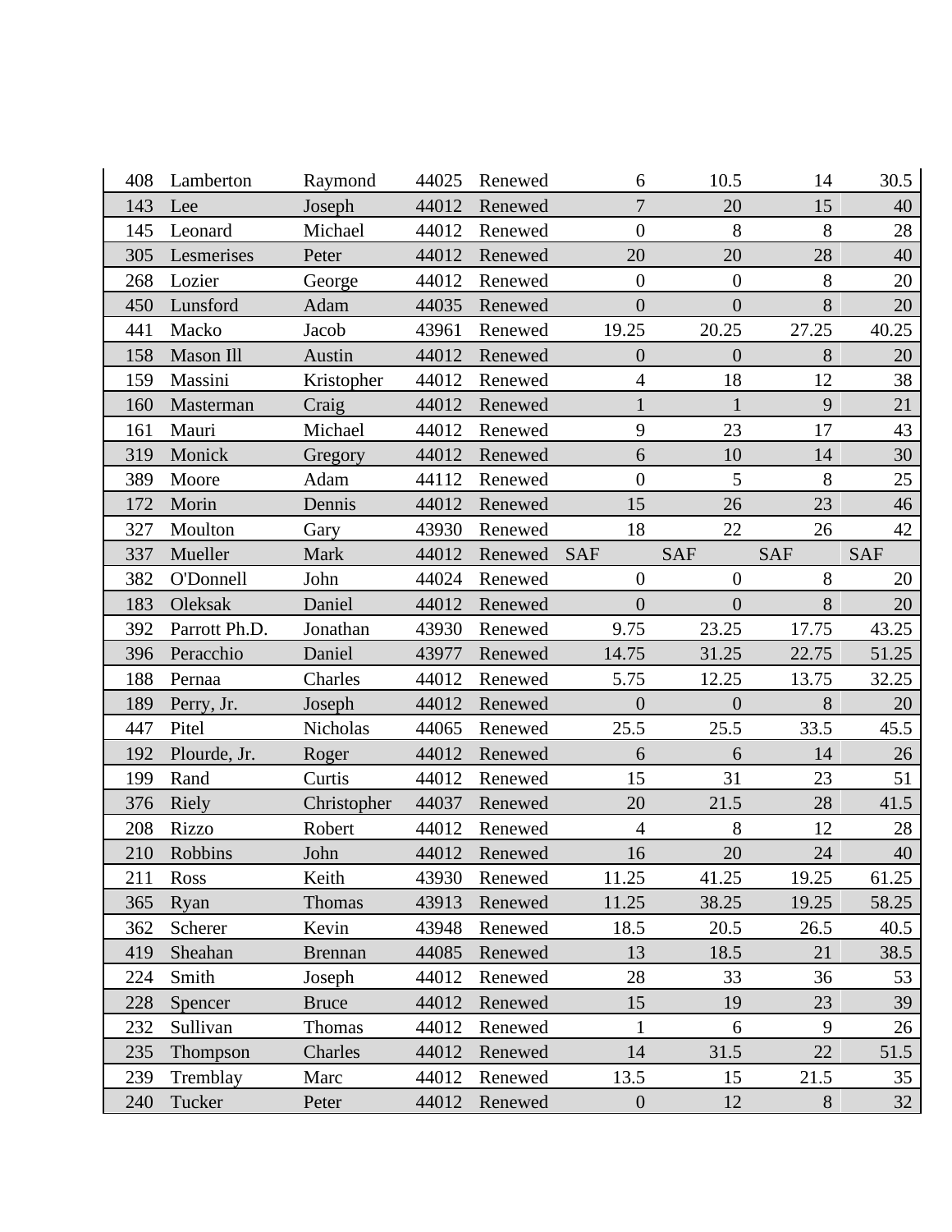| | | | | | | | | |
|---|---|---|---|---|---|---|---|---|
| 408 | Lamberton | Raymond | 44025 | Renewed | 6 | 10.5 | 14 | 30.5 |
| 143 | Lee | Joseph | 44012 | Renewed | 7 | 20 | 15 | 40 |
| 145 | Leonard | Michael | 44012 | Renewed | 0 | 8 | 8 | 28 |
| 305 | Lesmerises | Peter | 44012 | Renewed | 20 | 20 | 28 | 40 |
| 268 | Lozier | George | 44012 | Renewed | 0 | 0 | 8 | 20 |
| 450 | Lunsford | Adam | 44035 | Renewed | 0 | 0 | 8 | 20 |
| 441 | Macko | Jacob | 43961 | Renewed | 19.25 | 20.25 | 27.25 | 40.25 |
| 158 | Mason Ill | Austin | 44012 | Renewed | 0 | 0 | 8 | 20 |
| 159 | Massini | Kristopher | 44012 | Renewed | 4 | 18 | 12 | 38 |
| 160 | Masterman | Craig | 44012 | Renewed | 1 | 1 | 9 | 21 |
| 161 | Mauri | Michael | 44012 | Renewed | 9 | 23 | 17 | 43 |
| 319 | Monick | Gregory | 44012 | Renewed | 6 | 10 | 14 | 30 |
| 389 | Moore | Adam | 44112 | Renewed | 0 | 5 | 8 | 25 |
| 172 | Morin | Dennis | 44012 | Renewed | 15 | 26 | 23 | 46 |
| 327 | Moulton | Gary | 43930 | Renewed | 18 | 22 | 26 | 42 |
| 337 | Mueller | Mark | 44012 | Renewed | SAF | SAF | SAF | SAF |
| 382 | O'Donnell | John | 44024 | Renewed | 0 | 0 | 8 | 20 |
| 183 | Oleksak | Daniel | 44012 | Renewed | 0 | 0 | 8 | 20 |
| 392 | Parrott Ph.D. | Jonathan | 43930 | Renewed | 9.75 | 23.25 | 17.75 | 43.25 |
| 396 | Peracchio | Daniel | 43977 | Renewed | 14.75 | 31.25 | 22.75 | 51.25 |
| 188 | Pernaa | Charles | 44012 | Renewed | 5.75 | 12.25 | 13.75 | 32.25 |
| 189 | Perry, Jr. | Joseph | 44012 | Renewed | 0 | 0 | 8 | 20 |
| 447 | Pitel | Nicholas | 44065 | Renewed | 25.5 | 25.5 | 33.5 | 45.5 |
| 192 | Plourde, Jr. | Roger | 44012 | Renewed | 6 | 6 | 14 | 26 |
| 199 | Rand | Curtis | 44012 | Renewed | 15 | 31 | 23 | 51 |
| 376 | Riely | Christopher | 44037 | Renewed | 20 | 21.5 | 28 | 41.5 |
| 208 | Rizzo | Robert | 44012 | Renewed | 4 | 8 | 12 | 28 |
| 210 | Robbins | John | 44012 | Renewed | 16 | 20 | 24 | 40 |
| 211 | Ross | Keith | 43930 | Renewed | 11.25 | 41.25 | 19.25 | 61.25 |
| 365 | Ryan | Thomas | 43913 | Renewed | 11.25 | 38.25 | 19.25 | 58.25 |
| 362 | Scherer | Kevin | 43948 | Renewed | 18.5 | 20.5 | 26.5 | 40.5 |
| 419 | Sheahan | Brennan | 44085 | Renewed | 13 | 18.5 | 21 | 38.5 |
| 224 | Smith | Joseph | 44012 | Renewed | 28 | 33 | 36 | 53 |
| 228 | Spencer | Bruce | 44012 | Renewed | 15 | 19 | 23 | 39 |
| 232 | Sullivan | Thomas | 44012 | Renewed | 1 | 6 | 9 | 26 |
| 235 | Thompson | Charles | 44012 | Renewed | 14 | 31.5 | 22 | 51.5 |
| 239 | Tremblay | Marc | 44012 | Renewed | 13.5 | 15 | 21.5 | 35 |
| 240 | Tucker | Peter | 44012 | Renewed | 0 | 12 | 8 | 32 |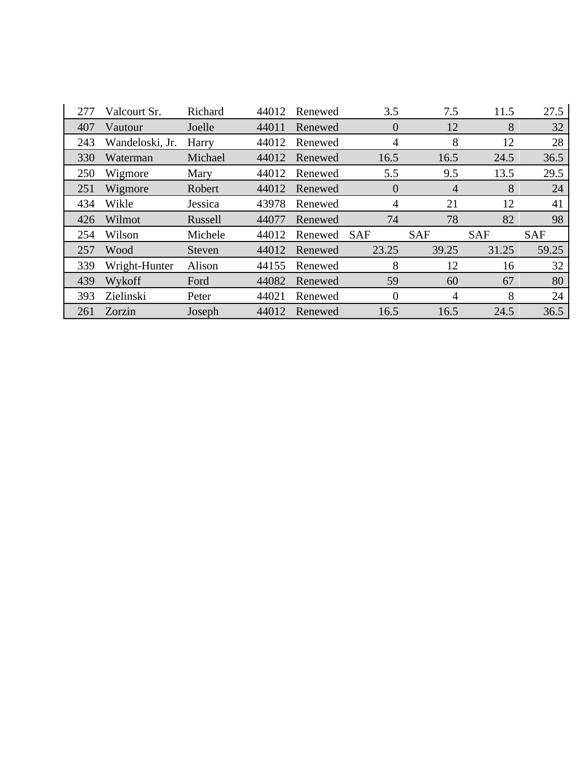| | | | | | | | | |
|---|---|---|---|---|---|---|---|---|
| 277 | Valcourt Sr. | Richard | 44012 | Renewed | 3.5 | 7.5 | 11.5 | 27.5 |
| 407 | Vautour | Joelle | 44011 | Renewed | 0 | 12 | 8 | 32 |
| 243 | Wandeloski, Jr. | Harry | 44012 | Renewed | 4 | 8 | 12 | 28 |
| 330 | Waterman | Michael | 44012 | Renewed | 16.5 | 16.5 | 24.5 | 36.5 |
| 250 | Wigmore | Mary | 44012 | Renewed | 5.5 | 9.5 | 13.5 | 29.5 |
| 251 | Wigmore | Robert | 44012 | Renewed | 0 | 4 | 8 | 24 |
| 434 | Wikle | Jessica | 43978 | Renewed | 4 | 21 | 12 | 41 |
| 426 | Wilmot | Russell | 44077 | Renewed | 74 | 78 | 82 | 98 |
| 254 | Wilson | Michele | 44012 | Renewed | SAF | SAF | SAF | SAF |
| 257 | Wood | Steven | 44012 | Renewed | 23.25 | 39.25 | 31.25 | 59.25 |
| 339 | Wright-Hunter | Alison | 44155 | Renewed | 8 | 12 | 16 | 32 |
| 439 | Wykoff | Ford | 44082 | Renewed | 59 | 60 | 67 | 80 |
| 393 | Zielinski | Peter | 44021 | Renewed | 0 | 4 | 8 | 24 |
| 261 | Zorzin | Joseph | 44012 | Renewed | 16.5 | 16.5 | 24.5 | 36.5 |